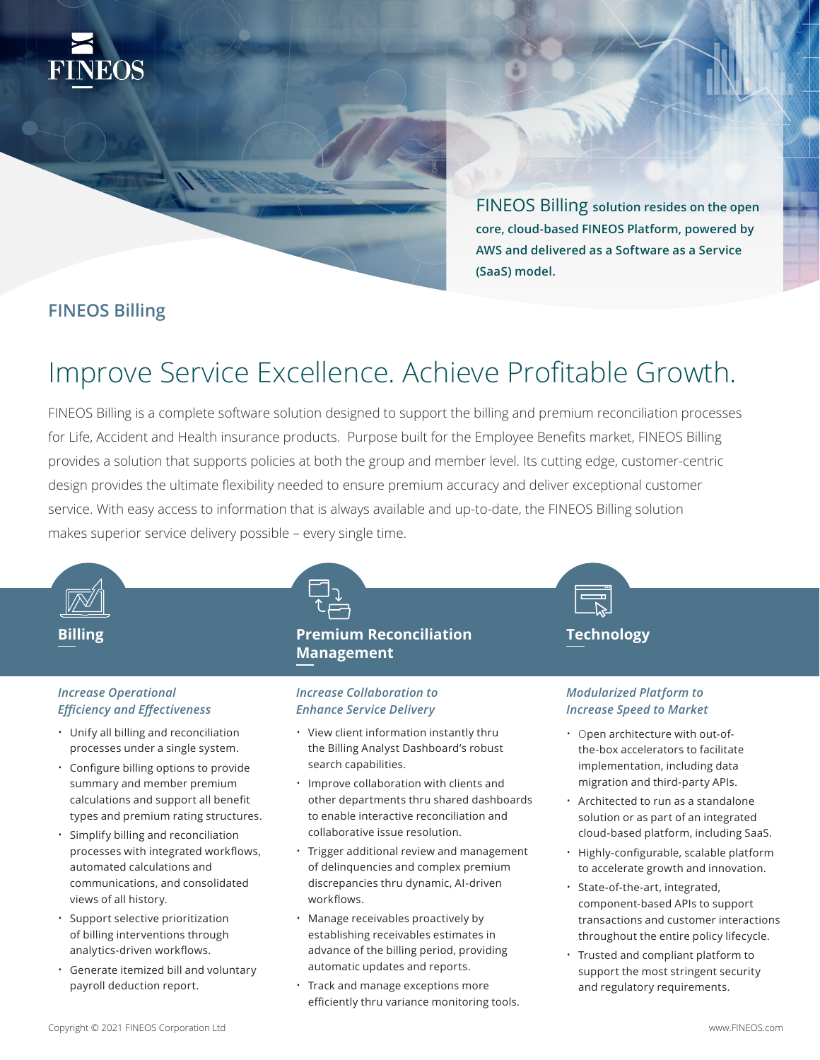FINEOS

FINEOS Billing solution resides on the open core, cloud-based FINEOS Platform, powered by AWS and delivered as a Software as a Service (SaaS) model.

## FINEOS Billing

# Improve Service Excellence. Achieve Profitable Growth.

FINEOS Billing is a complete software solution designed to support the billing and premium reconciliation processes for Life, Accident and Health insurance products. Purpose built for the Employee Benefits market, FINEOS Billing provides a solution that supports policies at both the group and member level. Its cutting edge, customer-centric design provides the ultimate flexibility needed to ensure premium accuracy and deliver exceptional customer service. With easy access to information that is always available and up-to-date, the FINEOS Billing solution makes superior service delivery possible – every single time.

### Billing

*Increase Operational Efficiency and Effectiveness*

- Unify all billing and reconciliation processes under a single system.
- Configure billing options to provide summary and member premium calculations and support all benefit types and premium rating structures.
- Simplify billing and reconciliation processes with integrated workflows, automated calculations and communications, and consolidated views of all history.
- Support selective prioritization of billing interventions through analytics-driven workflows.
- Generate itemized bill and voluntary payroll deduction report.

### Premium Reconciliation Management

*Increase Collaboration to Enhance Service Delivery*

- View client information instantly thru the Billing Analyst Dashboard's robust search capabilities.
- Improve collaboration with clients and other departments thru shared dashboards to enable interactive reconciliation and collaborative issue resolution.
- Trigger additional review and management of delinquencies and complex premium discrepancies thru dynamic, AI-driven workflows.
- Manage receivables proactively by establishing receivables estimates in advance of the billing period, providing automatic updates and reports.
- Track and manage exceptions more efficiently thru variance monitoring tools.

### Technology

*Modularized Platform to Increase Speed to Market*

- Open architecture with out-of-the-box accelerators to facilitate implementation, including data migration and third-party APIs.
- Architected to run as a standalone solution or as part of an integrated cloud-based platform, including SaaS.
- Highly-configurable, scalable platform to accelerate growth and innovation.
- State-of-the-art, integrated, component-based APIs to support transactions and customer interactions throughout the entire policy lifecycle.
- Trusted and compliant platform to support the most stringent security and regulatory requirements.

Copyright © 2021 FINEOS Corporation Ltd

www.FINEOS.com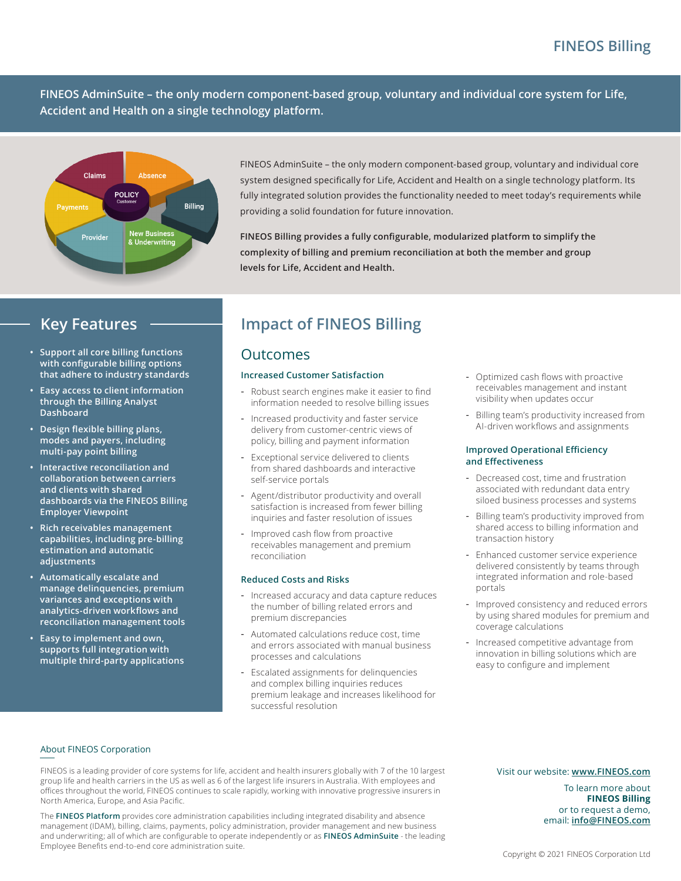# FINEOS Billing

**FINEOS AdminSuite – the only modern component-based group, voluntary and individual core system for Life, Accident and Health on a single technology platform.**

Claims
Absence
POLICY
Customer
Payments
Billing
Provider
New Business & Underwriting

FINEOS AdminSuite – the only modern component-based group, voluntary and individual core system designed specifically for Life, Accident and Health on a single technology platform. Its fully integrated solution provides the functionality needed to meet today's requirements while providing a solid foundation for future innovation.

**FINEOS Billing provides a fully configurable, modularized platform to simplify the complexity of billing and premium reconciliation at both the member and group levels for Life, Accident and Health.**

## Key Features

- Support all core billing functions with configurable billing options that adhere to industry standards
- Easy access to client information through the Billing Analyst Dashboard
- Design flexible billing plans, modes and payers, including multi-pay point billing
- Interactive reconciliation and collaboration between carriers and clients with shared dashboards via the FINEOS Billing Employer Viewpoint
- Rich receivables management capabilities, including pre-billing estimation and automatic adjustments
- Automatically escalate and manage delinquencies, premium variances and exceptions with analytics-driven workflows and reconciliation management tools
- Easy to implement and own, supports full integration with multiple third-party applications

## Impact of FINEOS Billing

### Outcomes

#### Increased Customer Satisfaction

- Robust search engines make it easier to find information needed to resolve billing issues
- Increased productivity and faster service delivery from customer-centric views of policy, billing and payment information
- Exceptional service delivered to clients from shared dashboards and interactive self-service portals
- Agent/distributor productivity and overall satisfaction is increased from fewer billing inquiries and faster resolution of issues
- Improved cash flow from proactive receivables management and premium reconciliation

#### Reduced Costs and Risks

- Increased accuracy and data capture reduces the number of billing related errors and premium discrepancies
- Automated calculations reduce cost, time and errors associated with manual business processes and calculations
- Escalated assignments for delinquencies and complex billing inquiries reduces premium leakage and increases likelihood for successful resolution
- Optimized cash flows with proactive receivables management and instant visibility when updates occur
- Billing team's productivity increased from AI-driven workflows and assignments

#### Improved Operational Efficiency and Effectiveness

- Decreased cost, time and frustration associated with redundant data entry siloed business processes and systems
- Billing team's productivity improved from shared access to billing information and transaction history
- Enhanced customer service experience delivered consistently by teams through integrated information and role-based portals
- Improved consistency and reduced errors by using shared modules for premium and coverage calculations
- Increased competitive advantage from innovation in billing solutions which are easy to configure and implement

#### About FINEOS Corporation

FINEOS is a leading provider of core systems for life, accident and health insurers globally with 7 of the 10 largest group life and health carriers in the US as well as 6 of the largest life insurers in Australia. With employees and offices throughout the world, FINEOS continues to scale rapidly, working with innovative progressive insurers in North America, Europe, and Asia Pacific.

The **FINEOS Platform** provides core administration capabilities including integrated disability and absence management (IDAM), billing, claims, payments, policy administration, provider management and new business and underwriting; all of which are configurable to operate independently or as **FINEOS AdminSuite** - the leading Employee Benefits end-to-end core administration suite.

Visit our website: www.FINEOS.com

To learn more about **FINEOS Billing** or to request a demo, email: info@FINEOS.com

Copyright © 2021 FINEOS Corporation Ltd